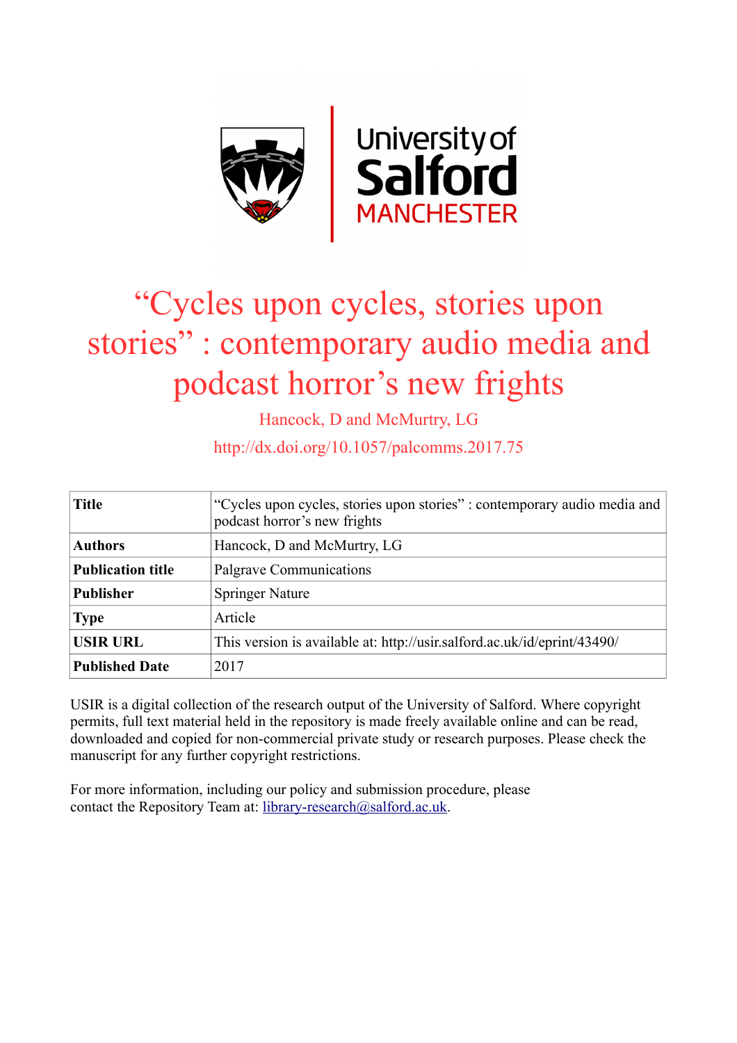# "Cycles upon cycles, stories upon stories" : contemporary audio media and podcast horror's new frights

Hancock, D and McMurtry, LG

http://dx.doi.org/10.1057/palcomms.2017.75

| **Title** | "Cycles upon cycles, stories upon stories" : contemporary audio media and podcast horror's new frights |
|---|---|
| **Authors** | Hancock, D and McMurtry, LG |
| **Publication title** | Palgrave Communications |
| **Publisher** | Springer Nature |
| **Type** | Article |
| **USIR URL** | This version is available at: http://usir.salford.ac.uk/id/eprint/43490/ |
| **Published Date** | 2017 |

USIR is a digital collection of the research output of the University of Salford. Where copyright permits, full text material held in the repository is made freely available online and can be read, downloaded and copied for non-commercial private study or research purposes. Please check the manuscript for any further copyright restrictions.

For more information, including our policy and submission procedure, please contact the Repository Team at: library-research@salford.ac.uk.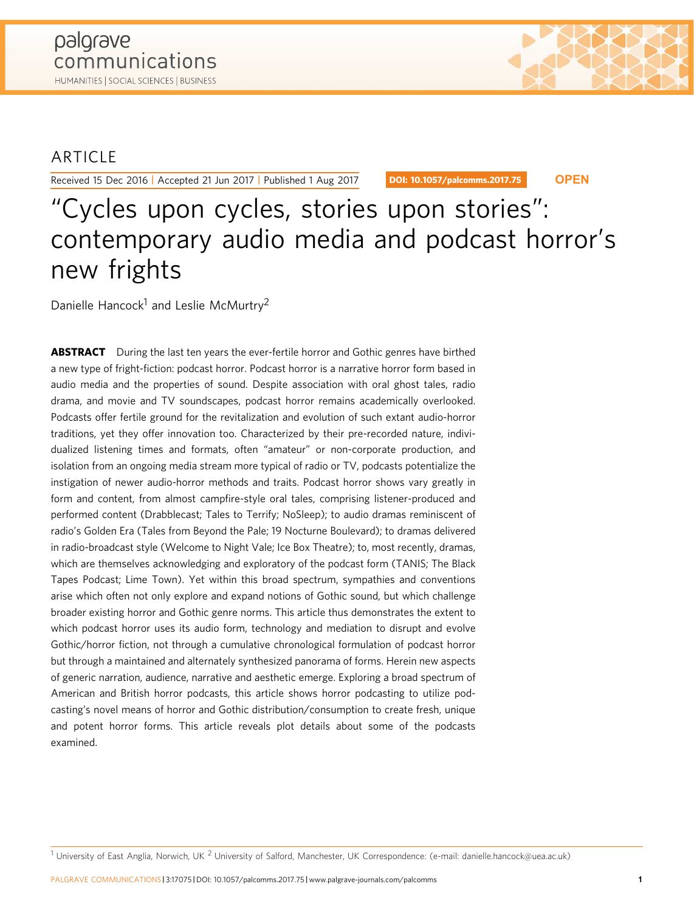ARTICLE

Received 15 Dec 2016 | Accepted 21 Jun 2017 | Published 1 Aug 2017

DOI: 10.1057/palcomms.2017.75

OPEN

# "Cycles upon cycles, stories upon stories": contemporary audio media and podcast horror's new frights

Danielle Hancock[1] and Leslie McMurtry[2]

**ABSTRACT** During the last ten years the ever-fertile horror and Gothic genres have birthed a new type of fright-fiction: podcast horror. Podcast horror is a narrative horror form based in audio media and the properties of sound. Despite association with oral ghost tales, radio drama, and movie and TV soundscapes, podcast horror remains academically overlooked. Podcasts offer fertile ground for the revitalization and evolution of such extant audio-horror traditions, yet they offer innovation too. Characterized by their pre-recorded nature, individualized listening times and formats, often "amateur" or non-corporate production, and isolation from an ongoing media stream more typical of radio or TV, podcasts potentialize the instigation of newer audio-horror methods and traits. Podcast horror shows vary greatly in form and content, from almost campfire-style oral tales, comprising listener-produced and performed content (Drabblecast; Tales to Terrify; NoSleep); to audio dramas reminiscent of radio's Golden Era (Tales from Beyond the Pale; 19 Nocturne Boulevard); to dramas delivered in radio-broadcast style (Welcome to Night Vale; Ice Box Theatre); to, most recently, dramas, which are themselves acknowledging and exploratory of the podcast form (TANIS; The Black Tapes Podcast; Lime Town). Yet within this broad spectrum, sympathies and conventions arise which often not only explore and expand notions of Gothic sound, but which challenge broader existing horror and Gothic genre norms. This article thus demonstrates the extent to which podcast horror uses its audio form, technology and mediation to disrupt and evolve Gothic/horror fiction, not through a cumulative chronological formulation of podcast horror but through a maintained and alternately synthesized panorama of forms. Herein new aspects of generic narration, audience, narrative and aesthetic emerge. Exploring a broad spectrum of American and British horror podcasts, this article shows horror podcasting to utilize podcasting's novel means of horror and Gothic distribution/consumption to create fresh, unique and potent horror forms. This article reveals plot details about some of the podcasts examined.

[1] University of East Anglia, Norwich, UK [2] University of Salford, Manchester, UK Correspondence: (e-mail: danielle.hancock@uea.ac.uk)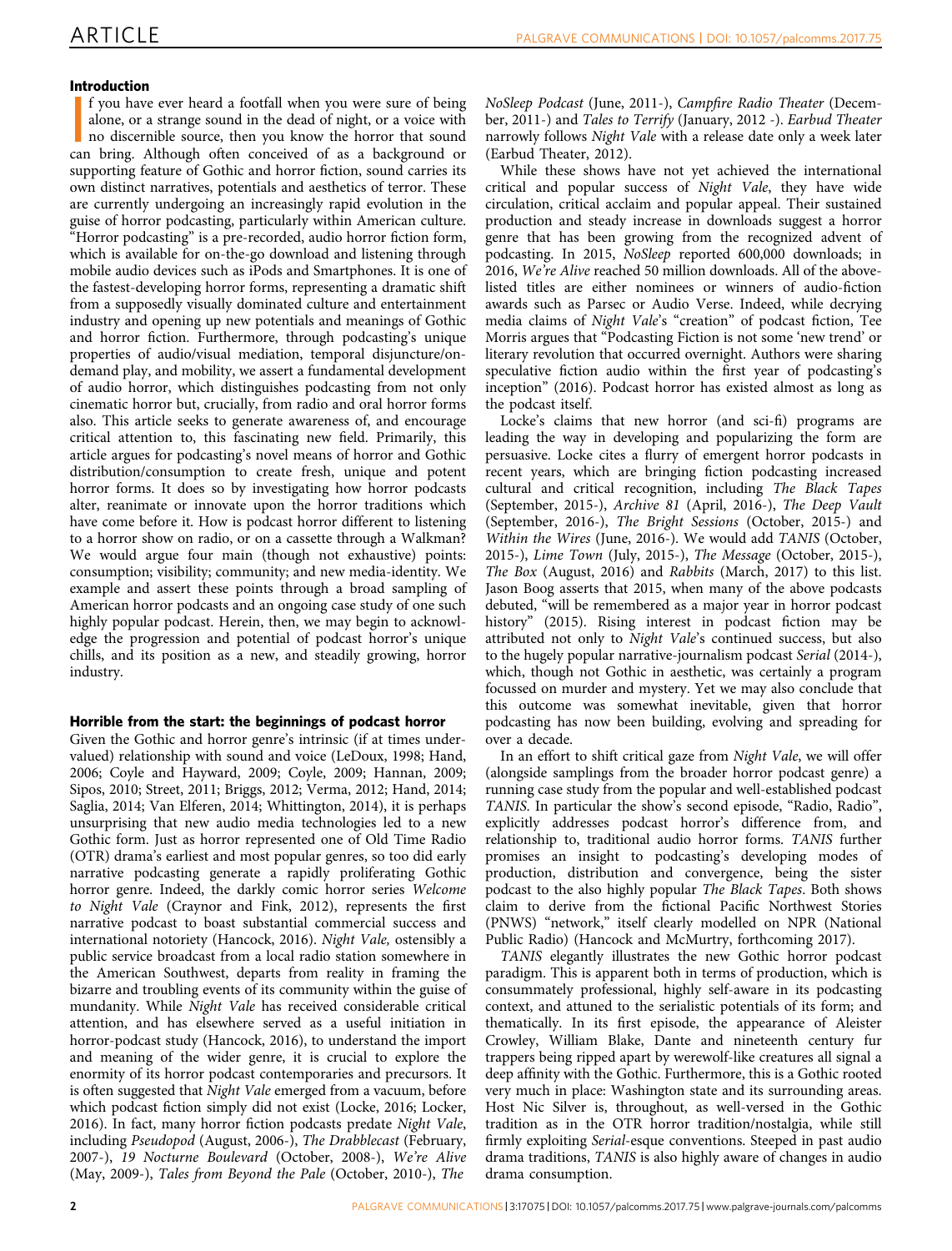## Introduction

If you have ever heard a footfall when you were sure of being alone, or a strange sound in the dead of night, or a voice with no discernible source, then you know the horror that sound can bring. Although often conceived of as a background or supporting feature of Gothic and horror fiction, sound carries its own distinct narratives, potentials and aesthetics of terror. These are currently undergoing an increasingly rapid evolution in the guise of horror podcasting, particularly within American culture. "Horror podcasting" is a pre-recorded, audio horror fiction form, which is available for on-the-go download and listening through mobile audio devices such as iPods and Smartphones. It is one of the fastest-developing horror forms, representing a dramatic shift from a supposedly visually dominated culture and entertainment industry and opening up new potentials and meanings of Gothic and horror fiction. Furthermore, through podcasting's unique properties of audio/visual mediation, temporal disjuncture/on-demand play, and mobility, we assert a fundamental development of audio horror, which distinguishes podcasting from not only cinematic horror but, crucially, from radio and oral horror forms also. This article seeks to generate awareness of, and encourage critical attention to, this fascinating new field. Primarily, this article argues for podcasting's novel means of horror and Gothic distribution/consumption to create fresh, unique and potent horror forms. It does so by investigating how horror podcasts alter, reanimate or innovate upon the horror traditions which have come before it. How is podcast horror different to listening to a horror show on radio, or on a cassette through a Walkman? We would argue four main (though not exhaustive) points: consumption; visibility; community; and new media-identity. We example and assert these points through a broad sampling of American horror podcasts and an ongoing case study of one such highly popular podcast. Herein, then, we may begin to acknowledge the progression and potential of podcast horror's unique chills, and its position as a new, and steadily growing, horror industry.

## Horrible from the start: the beginnings of podcast horror

Given the Gothic and horror genre's intrinsic (if at times undervalued) relationship with sound and voice (LeDoux, 1998; Hand, 2006; Coyle and Hayward, 2009; Coyle, 2009; Hannan, 2009; Sipos, 2010; Street, 2011; Briggs, 2012; Verma, 2012; Hand, 2014; Saglia, 2014; Van Elferen, 2014; Whittington, 2014), it is perhaps unsurprising that new audio media technologies led to a new Gothic form. Just as horror represented one of Old Time Radio (OTR) drama's earliest and most popular genres, so too did early narrative podcasting generate a rapidly proliferating Gothic horror genre. Indeed, the darkly comic horror series *Welcome to Night Vale* (Craynor and Fink, 2012), represents the first narrative podcast to boast substantial commercial success and international notoriety (Hancock, 2016). *Night Vale,* ostensibly a public service broadcast from a local radio station somewhere in the American Southwest, departs from reality in framing the bizarre and troubling events of its community within the guise of mundanity. While *Night Vale* has received considerable critical attention, and has elsewhere served as a useful initiation in horror-podcast study (Hancock, 2016), to understand the import and meaning of the wider genre, it is crucial to explore the enormity of its horror podcast contemporaries and precursors. It is often suggested that *Night Vale* emerged from a vacuum, before which podcast fiction simply did not exist (Locke, 2016; Locker, 2016). In fact, many horror fiction podcasts predate *Night Vale*, including *Pseudopod* (August, 2006-), *The Drabblecast* (February, 2007-), *19 Nocturne Boulevard* (October, 2008-), *We're Alive* (May, 2009-), *Tales from Beyond the Pale* (October, 2010-), *The NoSleep Podcast* (June, 2011-), *Campfire Radio Theater* (December, 2011-) and *Tales to Terrify* (January, 2012 -). *Earbud Theater* narrowly follows *Night Vale* with a release date only a week later (Earbud Theater, 2012).

While these shows have not yet achieved the international critical and popular success of *Night Vale*, they have wide circulation, critical acclaim and popular appeal. Their sustained production and steady increase in downloads suggest a horror genre that has been growing from the recognized advent of podcasting. In 2015, *NoSleep* reported 600,000 downloads; in 2016, *We're Alive* reached 50 million downloads. All of the above-listed titles are either nominees or winners of audio-fiction awards such as Parsec or Audio Verse. Indeed, while decrying media claims of *Night Vale*'s "creation" of podcast fiction, Tee Morris argues that "Podcasting Fiction is not some 'new trend' or literary revolution that occurred overnight. Authors were sharing speculative fiction audio within the first year of podcasting's inception" (2016). Podcast horror has existed almost as long as the podcast itself.

Locke's claims that new horror (and sci-fi) programs are leading the way in developing and popularizing the form are persuasive. Locke cites a flurry of emergent horror podcasts in recent years, which are bringing fiction podcasting increased cultural and critical recognition, including *The Black Tapes* (September, 2015-), *Archive 81* (April, 2016-), *The Deep Vault* (September, 2016-), *The Bright Sessions* (October, 2015-) and *Within the Wires* (June, 2016-). We would add *TANIS* (October, 2015-), *Lime Town* (July, 2015-), *The Message* (October, 2015-), *The Box* (August, 2016) and *Rabbits* (March, 2017) to this list. Jason Boog asserts that 2015, when many of the above podcasts debuted, "will be remembered as a major year in horror podcast history" (2015). Rising interest in podcast fiction may be attributed not only to *Night Vale*'s continued success, but also to the hugely popular narrative-journalism podcast *Serial* (2014-), which, though not Gothic in aesthetic, was certainly a program focussed on murder and mystery. Yet we may also conclude that this outcome was somewhat inevitable, given that horror podcasting has now been building, evolving and spreading for over a decade.

In an effort to shift critical gaze from *Night Vale*, we will offer (alongside samplings from the broader horror podcast genre) a running case study from the popular and well-established podcast *TANIS*. In particular the show's second episode, "Radio, Radio", explicitly addresses podcast horror's difference from, and relationship to, traditional audio horror forms. *TANIS* further promises an insight to podcasting's developing modes of production, distribution and convergence, being the sister podcast to the also highly popular *The Black Tapes*. Both shows claim to derive from the fictional Pacific Northwest Stories (PNWS) "network," itself clearly modelled on NPR (National Public Radio) (Hancock and McMurtry, forthcoming 2017).

*TANIS* elegantly illustrates the new Gothic horror podcast paradigm. This is apparent both in terms of production, which is consummately professional, highly self-aware in its podcasting context, and attuned to the serialistic potentials of its form; and thematically. In its first episode, the appearance of Aleister Crowley, William Blake, Dante and nineteenth century fur trappers being ripped apart by werewolf-like creatures all signal a deep affinity with the Gothic. Furthermore, this is a Gothic rooted very much in place: Washington state and its surrounding areas. Host Nic Silver is, throughout, as well-versed in the Gothic tradition as in the OTR horror tradition/nostalgia, while still firmly exploiting *Serial*-esque conventions. Steeped in past audio drama traditions, *TANIS* is also highly aware of changes in audio drama consumption.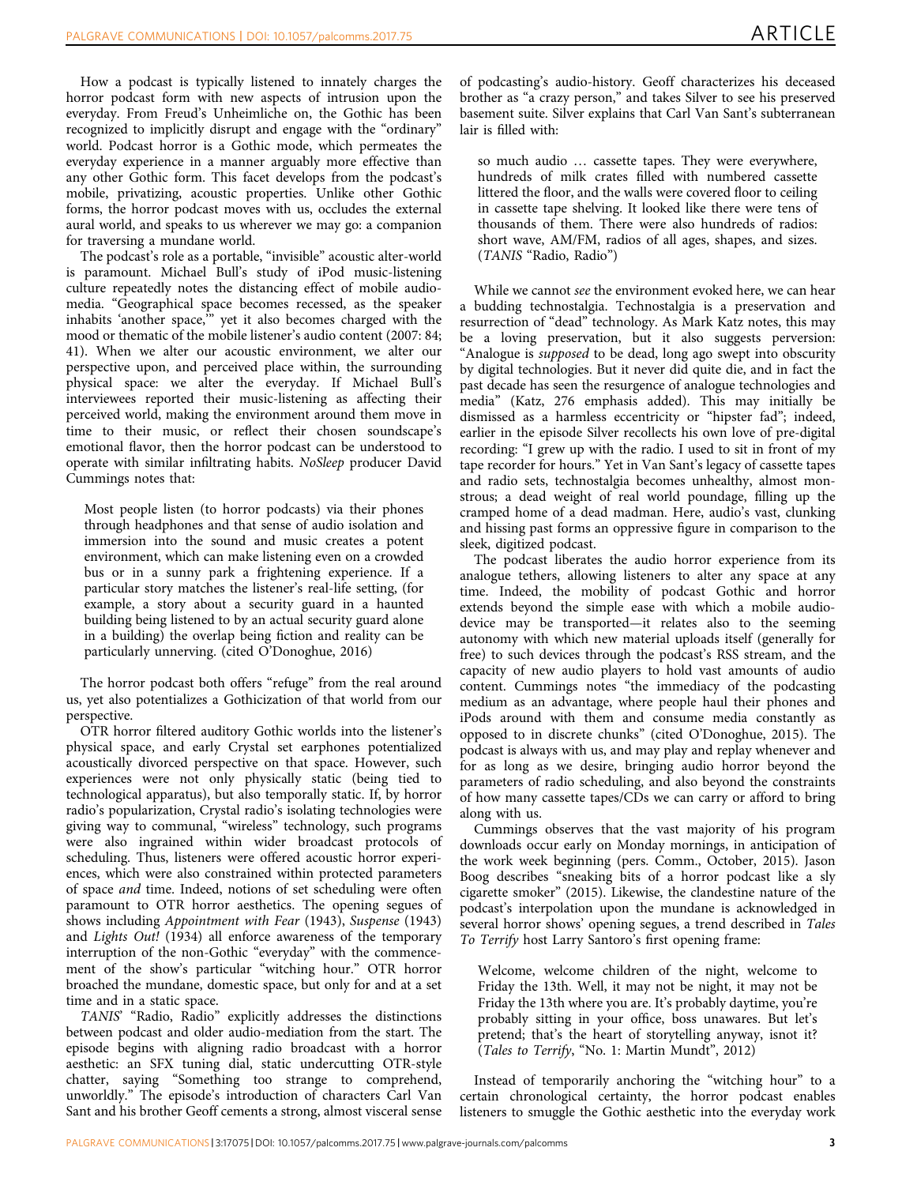How a podcast is typically listened to innately charges the horror podcast form with new aspects of intrusion upon the everyday. From Freud's Unheimliche on, the Gothic has been recognized to implicitly disrupt and engage with the "ordinary" world. Podcast horror is a Gothic mode, which permeates the everyday experience in a manner arguably more effective than any other Gothic form. This facet develops from the podcast's mobile, privatizing, acoustic properties. Unlike other Gothic forms, the horror podcast moves with us, occludes the external aural world, and speaks to us wherever we may go: a companion for traversing a mundane world.

The podcast's role as a portable, "invisible" acoustic alter-world is paramount. Michael Bull's study of iPod music-listening culture repeatedly notes the distancing effect of mobile audio-media. "Geographical space becomes recessed, as the speaker inhabits 'another space,'" yet it also becomes charged with the mood or thematic of the mobile listener's audio content (2007: 84; 41). When we alter our acoustic environment, we alter our perspective upon, and perceived place within, the surrounding physical space: we alter the everyday. If Michael Bull's interviewees reported their music-listening as affecting their perceived world, making the environment around them move in time to their music, or reflect their chosen soundscape's emotional flavor, then the horror podcast can be understood to operate with similar infiltrating habits. *NoSleep* producer David Cummings notes that:

> Most people listen (to horror podcasts) via their phones through headphones and that sense of audio isolation and immersion into the sound and music creates a potent environment, which can make listening even on a crowded bus or in a sunny park a frightening experience. If a particular story matches the listener's real-life setting, (for example, a story about a security guard in a haunted building being listened to by an actual security guard alone in a building) the overlap being fiction and reality can be particularly unnerving. (cited O'Donoghue, 2016)

The horror podcast both offers "refuge" from the real around us, yet also potentializes a Gothicization of that world from our perspective.

OTR horror filtered auditory Gothic worlds into the listener's physical space, and early Crystal set earphones potentialized acoustically divorced perspective on that space. However, such experiences were not only physically static (being tied to technological apparatus), but also temporally static. If, by horror radio's popularization, Crystal radio's isolating technologies were giving way to communal, "wireless" technology, such programs were also ingrained within wider broadcast protocols of scheduling. Thus, listeners were offered acoustic horror experiences, which were also constrained within protected parameters of space *and* time. Indeed, notions of set scheduling were often paramount to OTR horror aesthetics. The opening segues of shows including *Appointment with Fear* (1943), *Suspense* (1943) and *Lights Out!* (1934) all enforce awareness of the temporary interruption of the non-Gothic "everyday" with the commencement of the show's particular "witching hour." OTR horror broached the mundane, domestic space, but only for and at a set time and in a static space.

*TANIS*' "Radio, Radio" explicitly addresses the distinctions between podcast and older audio-mediation from the start. The episode begins with aligning radio broadcast with a horror aesthetic: an SFX tuning dial, static undercutting OTR-style chatter, saying "Something too strange to comprehend, unworldly." The episode's introduction of characters Carl Van Sant and his brother Geoff cements a strong, almost visceral sense of podcasting's audio-history. Geoff characterizes his deceased brother as "a crazy person," and takes Silver to see his preserved basement suite. Silver explains that Carl Van Sant's subterranean lair is filled with:

> so much audio … cassette tapes. They were everywhere, hundreds of milk crates filled with numbered cassette littered the floor, and the walls were covered floor to ceiling in cassette tape shelving. It looked like there were tens of thousands of them. There were also hundreds of radios: short wave, AM/FM, radios of all ages, shapes, and sizes. (*TANIS* "Radio, Radio")

While we cannot *see* the environment evoked here, we can hear a budding technostalgia. Technostalgia is a preservation and resurrection of "dead" technology. As Mark Katz notes, this may be a loving preservation, but it also suggests perversion: "Analogue is *supposed* to be dead, long ago swept into obscurity by digital technologies. But it never did quite die, and in fact the past decade has seen the resurgence of analogue technologies and media" (Katz, 276 emphasis added). This may initially be dismissed as a harmless eccentricity or "hipster fad"; indeed, earlier in the episode Silver recollects his own love of pre-digital recording: "I grew up with the radio. I used to sit in front of my tape recorder for hours." Yet in Van Sant's legacy of cassette tapes and radio sets, technostalgia becomes unhealthy, almost monstrous; a dead weight of real world poundage, filling up the cramped home of a dead madman. Here, audio's vast, clunking and hissing past forms an oppressive figure in comparison to the sleek, digitized podcast.

The podcast liberates the audio horror experience from its analogue tethers, allowing listeners to alter any space at any time. Indeed, the mobility of podcast Gothic and horror extends beyond the simple ease with which a mobile audio-device may be transported—it relates also to the seeming autonomy with which new material uploads itself (generally for free) to such devices through the podcast's RSS stream, and the capacity of new audio players to hold vast amounts of audio content. Cummings notes "the immediacy of the podcasting medium as an advantage, where people haul their phones and iPods around with them and consume media constantly as opposed to in discrete chunks" (cited O'Donoghue, 2015). The podcast is always with us, and may play and replay whenever and for as long as we desire, bringing audio horror beyond the parameters of radio scheduling, and also beyond the constraints of how many cassette tapes/CDs we can carry or afford to bring along with us.

Cummings observes that the vast majority of his program downloads occur early on Monday mornings, in anticipation of the work week beginning (pers. Comm., October, 2015). Jason Boog describes "sneaking bits of a horror podcast like a sly cigarette smoker" (2015). Likewise, the clandestine nature of the podcast's interpolation upon the mundane is acknowledged in several horror shows' opening segues, a trend described in *Tales To Terrify* host Larry Santoro's first opening frame:

> Welcome, welcome children of the night, welcome to Friday the 13th. Well, it may not be night, it may not be Friday the 13th where you are. It's probably daytime, you're probably sitting in your office, boss unawares. But let's pretend; that's the heart of storytelling anyway, isnot it? (*Tales to Terrify*, "No. 1: Martin Mundt", 2012)

Instead of temporarily anchoring the "witching hour" to a certain chronological certainty, the horror podcast enables listeners to smuggle the Gothic aesthetic into the everyday work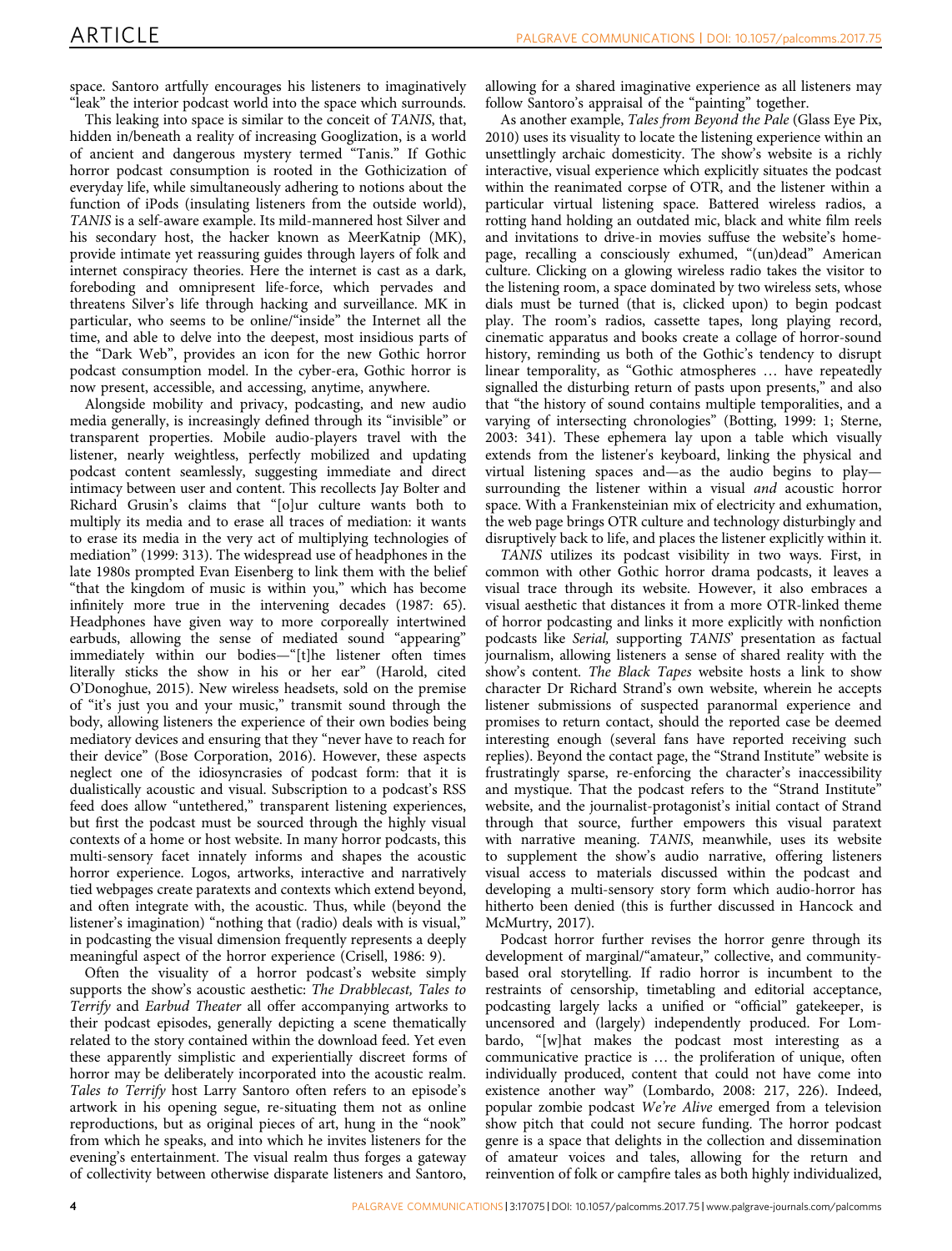space. Santoro artfully encourages his listeners to imaginatively "leak" the interior podcast world into the space which surrounds.

This leaking into space is similar to the conceit of *TANIS*, that, hidden in/beneath a reality of increasing Googlization, is a world of ancient and dangerous mystery termed "Tanis." If Gothic horror podcast consumption is rooted in the Gothicization of everyday life, while simultaneously adhering to notions about the function of iPods (insulating listeners from the outside world), *TANIS* is a self-aware example. Its mild-mannered host Silver and his secondary host, the hacker known as MeerKatnip (MK), provide intimate yet reassuring guides through layers of folk and internet conspiracy theories. Here the internet is cast as a dark, foreboding and omnipresent life-force, which pervades and threatens Silver's life through hacking and surveillance. MK in particular, who seems to be online/"inside" the Internet all the time, and able to delve into the deepest, most insidious parts of the "Dark Web", provides an icon for the new Gothic horror podcast consumption model. In the cyber-era, Gothic horror is now present, accessible, and accessing, anytime, anywhere.

Alongside mobility and privacy, podcasting, and new audio media generally, is increasingly defined through its "invisible" or transparent properties. Mobile audio-players travel with the listener, nearly weightless, perfectly mobilized and updating podcast content seamlessly, suggesting immediate and direct intimacy between user and content. This recollects Jay Bolter and Richard Grusin's claims that "[o]ur culture wants both to multiply its media and to erase all traces of mediation: it wants to erase its media in the very act of multiplying technologies of mediation" (1999: 313). The widespread use of headphones in the late 1980s prompted Evan Eisenberg to link them with the belief "that the kingdom of music is within you," which has become infinitely more true in the intervening decades (1987: 65). Headphones have given way to more corporeally intertwined earbuds, allowing the sense of mediated sound "appearing" immediately within our bodies—"[t]he listener often times literally sticks the show in his or her ear" (Harold, cited O'Donoghue, 2015). New wireless headsets, sold on the premise of "it's just you and your music," transmit sound through the body, allowing listeners the experience of their own bodies being mediatory devices and ensuring that they "never have to reach for their device" (Bose Corporation, 2016). However, these aspects neglect one of the idiosyncrasies of podcast form: that it is dualistically acoustic and visual. Subscription to a podcast's RSS feed does allow "untethered," transparent listening experiences, but first the podcast must be sourced through the highly visual contexts of a home or host website. In many horror podcasts, this multi-sensory facet innately informs and shapes the acoustic horror experience. Logos, artworks, interactive and narratively tied webpages create paratexts and contexts which extend beyond, and often integrate with, the acoustic. Thus, while (beyond the listener's imagination) "nothing that (radio) deals with is visual," in podcasting the visual dimension frequently represents a deeply meaningful aspect of the horror experience (Crisell, 1986: 9).

Often the visuality of a horror podcast's website simply supports the show's acoustic aesthetic: *The Drabblecast, Tales to Terrify* and *Earbud Theater* all offer accompanying artworks to their podcast episodes, generally depicting a scene thematically related to the story contained within the download feed. Yet even these apparently simplistic and experientially discreet forms of horror may be deliberately incorporated into the acoustic realm. *Tales to Terrify* host Larry Santoro often refers to an episode's artwork in his opening segue, re-situating them not as online reproductions, but as original pieces of art, hung in the "nook" from which he speaks, and into which he invites listeners for the evening's entertainment. The visual realm thus forges a gateway of collectivity between otherwise disparate listeners and Santoro, allowing for a shared imaginative experience as all listeners may follow Santoro's appraisal of the "painting" together.

As another example, *Tales from Beyond the Pale* (Glass Eye Pix, 2010) uses its visuality to locate the listening experience within an unsettlingly archaic domesticity. The show's website is a richly interactive, visual experience which explicitly situates the podcast within the reanimated corpse of OTR, and the listener within a particular virtual listening space. Battered wireless radios, a rotting hand holding an outdated mic, black and white film reels and invitations to drive-in movies suffuse the website's homepage, recalling a consciously exhumed, "(un)dead" American culture. Clicking on a glowing wireless radio takes the visitor to the listening room, a space dominated by two wireless sets, whose dials must be turned (that is, clicked upon) to begin podcast play. The room's radios, cassette tapes, long playing record, cinematic apparatus and books create a collage of horror-sound history, reminding us both of the Gothic's tendency to disrupt linear temporality, as "Gothic atmospheres … have repeatedly signalled the disturbing return of pasts upon presents," and also that "the history of sound contains multiple temporalities, and a varying of intersecting chronologies" (Botting, 1999: 1; Sterne, 2003: 341). These ephemera lay upon a table which visually extends from the listener's keyboard, linking the physical and virtual listening spaces and—as the audio begins to play—surrounding the listener within a visual *and* acoustic horror space. With a Frankensteinian mix of electricity and exhumation, the web page brings OTR culture and technology disturbingly and disruptively back to life, and places the listener explicitly within it.

*TANIS* utilizes its podcast visibility in two ways. First, in common with other Gothic horror drama podcasts, it leaves a visual trace through its website. However, it also embraces a visual aesthetic that distances it from a more OTR-linked theme of horror podcasting and links it more explicitly with nonfiction podcasts like *Serial,* supporting *TANIS*' presentation as factual journalism, allowing listeners a sense of shared reality with the show's content. *The Black Tapes* website hosts a link to show character Dr Richard Strand's own website, wherein he accepts listener submissions of suspected paranormal experience and promises to return contact, should the reported case be deemed interesting enough (several fans have reported receiving such replies). Beyond the contact page, the "Strand Institute" website is frustratingly sparse, re-enforcing the character's inaccessibility and mystique. That the podcast refers to the "Strand Institute" website, and the journalist-protagonist's initial contact of Strand through that source, further empowers this visual paratext with narrative meaning. *TANIS*, meanwhile, uses its website to supplement the show's audio narrative, offering listeners visual access to materials discussed within the podcast and developing a multi-sensory story form which audio-horror has hitherto been denied (this is further discussed in Hancock and McMurtry, 2017).

Podcast horror further revises the horror genre through its development of marginal/"amateur," collective, and community-based oral storytelling. If radio horror is incumbent to the restraints of censorship, timetabling and editorial acceptance, podcasting largely lacks a unified or "official" gatekeeper, is uncensored and (largely) independently produced. For Lombardo, "[w]hat makes the podcast most interesting as a communicative practice is … the proliferation of unique, often individually produced, content that could not have come into existence another way" (Lombardo, 2008: 217, 226). Indeed, popular zombie podcast *We're Alive* emerged from a television show pitch that could not secure funding. The horror podcast genre is a space that delights in the collection and dissemination of amateur voices and tales, allowing for the return and reinvention of folk or campfire tales as both highly individualized,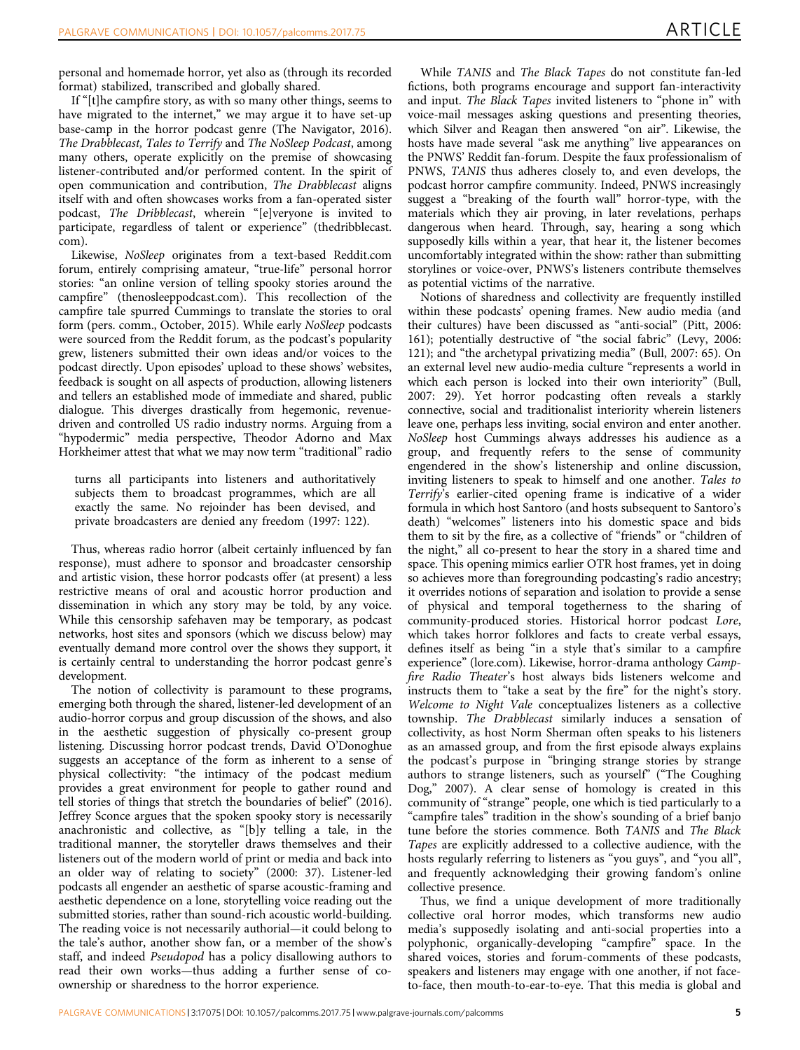personal and homemade horror, yet also as (through its recorded format) stabilized, transcribed and globally shared.

If "[t]he campfire story, as with so many other things, seems to have migrated to the internet," we may argue it to have set-up base-camp in the horror podcast genre (The Navigator, 2016). *The Drabblecast, Tales to Terrify* and *The NoSleep Podcast*, among many others, operate explicitly on the premise of showcasing listener-contributed and/or performed content. In the spirit of open communication and contribution, *The Drabblecast* aligns itself with and often showcases works from a fan-operated sister podcast, *The Dribblecast*, wherein "[e]veryone is invited to participate, regardless of talent or experience" (thedribblecast.com).

Likewise, *NoSleep* originates from a text-based Reddit.com forum, entirely comprising amateur, "true-life" personal horror stories: "an online version of telling spooky stories around the campfire" (thenosleeppodcast.com). This recollection of the campfire tale spurred Cummings to translate the stories to oral form (pers. comm., October, 2015). While early *NoSleep* podcasts were sourced from the Reddit forum, as the podcast's popularity grew, listeners submitted their own ideas and/or voices to the podcast directly. Upon episodes' upload to these shows' websites, feedback is sought on all aspects of production, allowing listeners and tellers an established mode of immediate and shared, public dialogue. This diverges drastically from hegemonic, revenue-driven and controlled US radio industry norms. Arguing from a "hypodermic" media perspective, Theodor Adorno and Max Horkheimer attest that what we may now term "traditional" radio

> turns all participants into listeners and authoritatively subjects them to broadcast programmes, which are all exactly the same. No rejoinder has been devised, and private broadcasters are denied any freedom (1997: 122).

Thus, whereas radio horror (albeit certainly influenced by fan response), must adhere to sponsor and broadcaster censorship and artistic vision, these horror podcasts offer (at present) a less restrictive means of oral and acoustic horror production and dissemination in which any story may be told, by any voice. While this censorship safehaven may be temporary, as podcast networks, host sites and sponsors (which we discuss below) may eventually demand more control over the shows they support, it is certainly central to understanding the horror podcast genre's development.

The notion of collectivity is paramount to these programs, emerging both through the shared, listener-led development of an audio-horror corpus and group discussion of the shows, and also in the aesthetic suggestion of physically co-present group listening. Discussing horror podcast trends, David O'Donoghue suggests an acceptance of the form as inherent to a sense of physical collectivity: "the intimacy of the podcast medium provides a great environment for people to gather round and tell stories of things that stretch the boundaries of belief" (2016). Jeffrey Sconce argues that the spoken spooky story is necessarily anachronistic and collective, as "[b]y telling a tale, in the traditional manner, the storyteller draws themselves and their listeners out of the modern world of print or media and back into an older way of relating to society" (2000: 37). Listener-led podcasts all engender an aesthetic of sparse acoustic-framing and aesthetic dependence on a lone, storytelling voice reading out the submitted stories, rather than sound-rich acoustic world-building. The reading voice is not necessarily authorial—it could belong to the tale's author, another show fan, or a member of the show's staff, and indeed *Pseudopod* has a policy disallowing authors to read their own works—thus adding a further sense of co-ownership or sharedness to the horror experience.

While *TANIS* and *The Black Tapes* do not constitute fan-led fictions, both programs encourage and support fan-interactivity and input. *The Black Tapes* invited listeners to "phone in" with voice-mail messages asking questions and presenting theories, which Silver and Reagan then answered "on air". Likewise, the hosts have made several "ask me anything" live appearances on the PNWS' Reddit fan-forum. Despite the faux professionalism of PNWS, *TANIS* thus adheres closely to, and even develops, the podcast horror campfire community. Indeed, PNWS increasingly suggest a "breaking of the fourth wall" horror-type, with the materials which they air proving, in later revelations, perhaps dangerous when heard. Through, say, hearing a song which supposedly kills within a year, that hear it, the listener becomes uncomfortably integrated within the show: rather than submitting storylines or voice-over, PNWS's listeners contribute themselves as potential victims of the narrative.

Notions of sharedness and collectivity are frequently instilled within these podcasts' opening frames. New audio media (and their cultures) have been discussed as "anti-social" (Pitt, 2006: 161); potentially destructive of "the social fabric" (Levy, 2006: 121); and "the archetypal privatizing media" (Bull, 2007: 65). On an external level new audio-media culture "represents a world in which each person is locked into their own interiority" (Bull, 2007: 29). Yet horror podcasting often reveals a starkly connective, social and traditionalist interiority wherein listeners leave one, perhaps less inviting, social environ and enter another. *NoSleep* host Cummings always addresses his audience as a group, and frequently refers to the sense of community engendered in the show's listenership and online discussion, inviting listeners to speak to himself and one another. *Tales to Terrify*'s earlier-cited opening frame is indicative of a wider formula in which host Santoro (and hosts subsequent to Santoro's death) "welcomes" listeners into his domestic space and bids them to sit by the fire, as a collective of "friends" or "children of the night," all co-present to hear the story in a shared time and space. This opening mimics earlier OTR host frames, yet in doing so achieves more than foregrounding podcasting's radio ancestry; it overrides notions of separation and isolation to provide a sense of physical and temporal togetherness to the sharing of community-produced stories. Historical horror podcast *Lore*, which takes horror folklores and facts to create verbal essays, defines itself as being "in a style that's similar to a campfire experience" (lore.com). Likewise, horror-drama anthology *Campfire Radio Theater*'s host always bids listeners welcome and instructs them to "take a seat by the fire" for the night's story. *Welcome to Night Vale* conceptualizes listeners as a collective township. *The Drabblecast* similarly induces a sensation of collectivity, as host Norm Sherman often speaks to his listeners as an amassed group, and from the first episode always explains the podcast's purpose in "bringing strange stories by strange authors to strange listeners, such as yourself" ("The Coughing Dog," 2007). A clear sense of homology is created in this community of "strange" people, one which is tied particularly to a "campfire tales" tradition in the show's sounding of a brief banjo tune before the stories commence. Both *TANIS* and *The Black Tapes* are explicitly addressed to a collective audience, with the hosts regularly referring to listeners as "you guys", and "you all", and frequently acknowledging their growing fandom's online collective presence.

Thus, we find a unique development of more traditionally collective oral horror modes, which transforms new audio media's supposedly isolating and anti-social properties into a polyphonic, organically-developing "campfire" space. In the shared voices, stories and forum-comments of these podcasts, speakers and listeners may engage with one another, if not face-to-face, then mouth-to-ear-to-eye. That this media is global and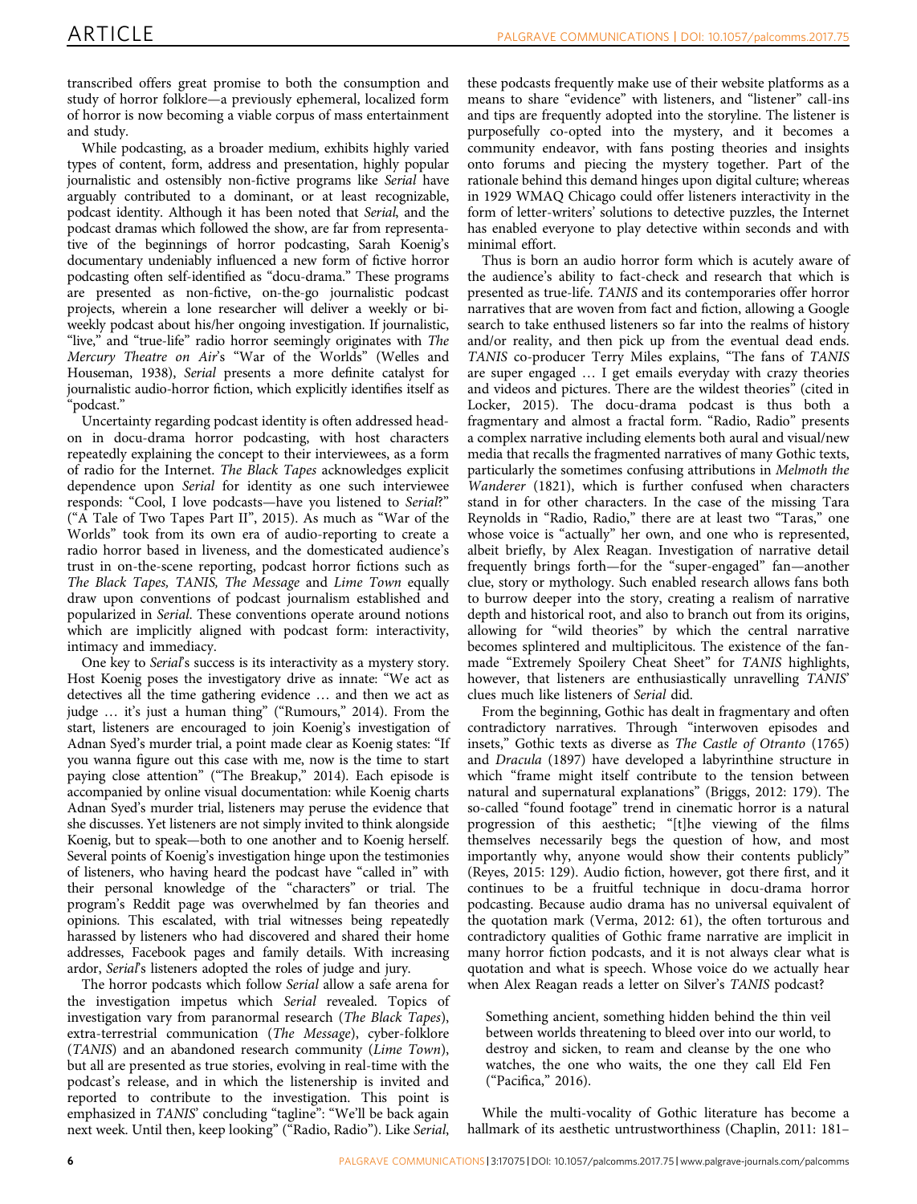transcribed offers great promise to both the consumption and study of horror folklore—a previously ephemeral, localized form of horror is now becoming a viable corpus of mass entertainment and study.

While podcasting, as a broader medium, exhibits highly varied types of content, form, address and presentation, highly popular journalistic and ostensibly non-fictive programs like *Serial* have arguably contributed to a dominant, or at least recognizable, podcast identity. Although it has been noted that *Serial*, and the podcast dramas which followed the show, are far from representative of the beginnings of horror podcasting, Sarah Koenig's documentary undeniably influenced a new form of fictive horror podcasting often self-identified as "docu-drama." These programs are presented as non-fictive, on-the-go journalistic podcast projects, wherein a lone researcher will deliver a weekly or bi-weekly podcast about his/her ongoing investigation. If journalistic, "live," and "true-life" radio horror seemingly originates with *The Mercury Theatre on Air*'s "War of the Worlds" (Welles and Houseman, 1938), *Serial* presents a more definite catalyst for journalistic audio-horror fiction, which explicitly identifies itself as "podcast."

Uncertainty regarding podcast identity is often addressed head-on in docu-drama horror podcasting, with host characters repeatedly explaining the concept to their interviewees, as a form of radio for the Internet. *The Black Tapes* acknowledges explicit dependence upon *Serial* for identity as one such interviewee responds: "Cool, I love podcasts—have you listened to *Serial*?" ("A Tale of Two Tapes Part II", 2015). As much as "War of the Worlds" took from its own era of audio-reporting to create a radio horror based in liveness, and the domesticated audience's trust in on-the-scene reporting, podcast horror fictions such as *The Black Tapes, TANIS, The Message* and *Lime Town* equally draw upon conventions of podcast journalism established and popularized in *Serial*. These conventions operate around notions which are implicitly aligned with podcast form: interactivity, intimacy and immediacy.

One key to *Serial*'s success is its interactivity as a mystery story. Host Koenig poses the investigatory drive as innate: "We act as detectives all the time gathering evidence … and then we act as judge … it's just a human thing" ("Rumours," 2014). From the start, listeners are encouraged to join Koenig's investigation of Adnan Syed's murder trial, a point made clear as Koenig states: "If you wanna figure out this case with me, now is the time to start paying close attention" ("The Breakup," 2014). Each episode is accompanied by online visual documentation: while Koenig charts Adnan Syed's murder trial, listeners may peruse the evidence that she discusses. Yet listeners are not simply invited to think alongside Koenig, but to speak—both to one another and to Koenig herself. Several points of Koenig's investigation hinge upon the testimonies of listeners, who having heard the podcast have "called in" with their personal knowledge of the "characters" or trial. The program's Reddit page was overwhelmed by fan theories and opinions. This escalated, with trial witnesses being repeatedly harassed by listeners who had discovered and shared their home addresses, Facebook pages and family details. With increasing ardor, *Serial*'s listeners adopted the roles of judge and jury.

The horror podcasts which follow *Serial* allow a safe arena for the investigation impetus which *Serial* revealed. Topics of investigation vary from paranormal research (*The Black Tapes*), extra-terrestrial communication (*The Message*), cyber-folklore (*TANIS*) and an abandoned research community (*Lime Town*), but all are presented as true stories, evolving in real-time with the podcast's release, and in which the listenership is invited and reported to contribute to the investigation. This point is emphasized in *TANIS*' concluding "tagline": "We'll be back again next week. Until then, keep looking" ("Radio, Radio"). Like *Serial*, these podcasts frequently make use of their website platforms as a means to share "evidence" with listeners, and "listener" call-ins and tips are frequently adopted into the storyline. The listener is purposefully co-opted into the mystery, and it becomes a community endeavor, with fans posting theories and insights onto forums and piecing the mystery together. Part of the rationale behind this demand hinges upon digital culture; whereas in 1929 WMAQ Chicago could offer listeners interactivity in the form of letter-writers' solutions to detective puzzles, the Internet has enabled everyone to play detective within seconds and with minimal effort.

Thus is born an audio horror form which is acutely aware of the audience's ability to fact-check and research that which is presented as true-life. *TANIS* and its contemporaries offer horror narratives that are woven from fact and fiction, allowing a Google search to take enthused listeners so far into the realms of history and/or reality, and then pick up from the eventual dead ends. *TANIS* co-producer Terry Miles explains, "The fans of *TANIS* are super engaged … I get emails everyday with crazy theories and videos and pictures. There are the wildest theories" (cited in Locker, 2015). The docu-drama podcast is thus both a fragmentary and almost a fractal form. "Radio, Radio" presents a complex narrative including elements both aural and visual/new media that recalls the fragmented narratives of many Gothic texts, particularly the sometimes confusing attributions in *Melmoth the Wanderer* (1821), which is further confused when characters stand in for other characters. In the case of the missing Tara Reynolds in "Radio, Radio," there are at least two "Taras," one whose voice is "actually" her own, and one who is represented, albeit briefly, by Alex Reagan. Investigation of narrative detail frequently brings forth—for the "super-engaged" fan—another clue, story or mythology. Such enabled research allows fans both to burrow deeper into the story, creating a realism of narrative depth and historical root, and also to branch out from its origins, allowing for "wild theories" by which the central narrative becomes splintered and multiplicitous. The existence of the fan-made "Extremely Spoilery Cheat Sheet" for *TANIS* highlights, however, that listeners are enthusiastically unravelling *TANIS*' clues much like listeners of *Serial* did.

From the beginning, Gothic has dealt in fragmentary and often contradictory narratives. Through "interwoven episodes and insets," Gothic texts as diverse as *The Castle of Otranto* (1765) and *Dracula* (1897) have developed a labyrinthine structure in which "frame might itself contribute to the tension between natural and supernatural explanations" (Briggs, 2012: 179). The so-called "found footage" trend in cinematic horror is a natural progression of this aesthetic; "[t]he viewing of the films themselves necessarily begs the question of how, and most importantly why, anyone would show their contents publicly" (Reyes, 2015: 129). Audio fiction, however, got there first, and it continues to be a fruitful technique in docu-drama horror podcasting. Because audio drama has no universal equivalent of the quotation mark (Verma, 2012: 61), the often torturous and contradictory qualities of Gothic frame narrative are implicit in many horror fiction podcasts, and it is not always clear what is quotation and what is speech. Whose voice do we actually hear when Alex Reagan reads a letter on Silver's *TANIS* podcast?

> Something ancient, something hidden behind the thin veil between worlds threatening to bleed over into our world, to destroy and sicken, to ream and cleanse by the one who watches, the one who waits, the one they call Eld Fen ("Pacifica," 2016).

While the multi-vocality of Gothic literature has become a hallmark of its aesthetic untrustworthiness (Chaplin, 2011: 181–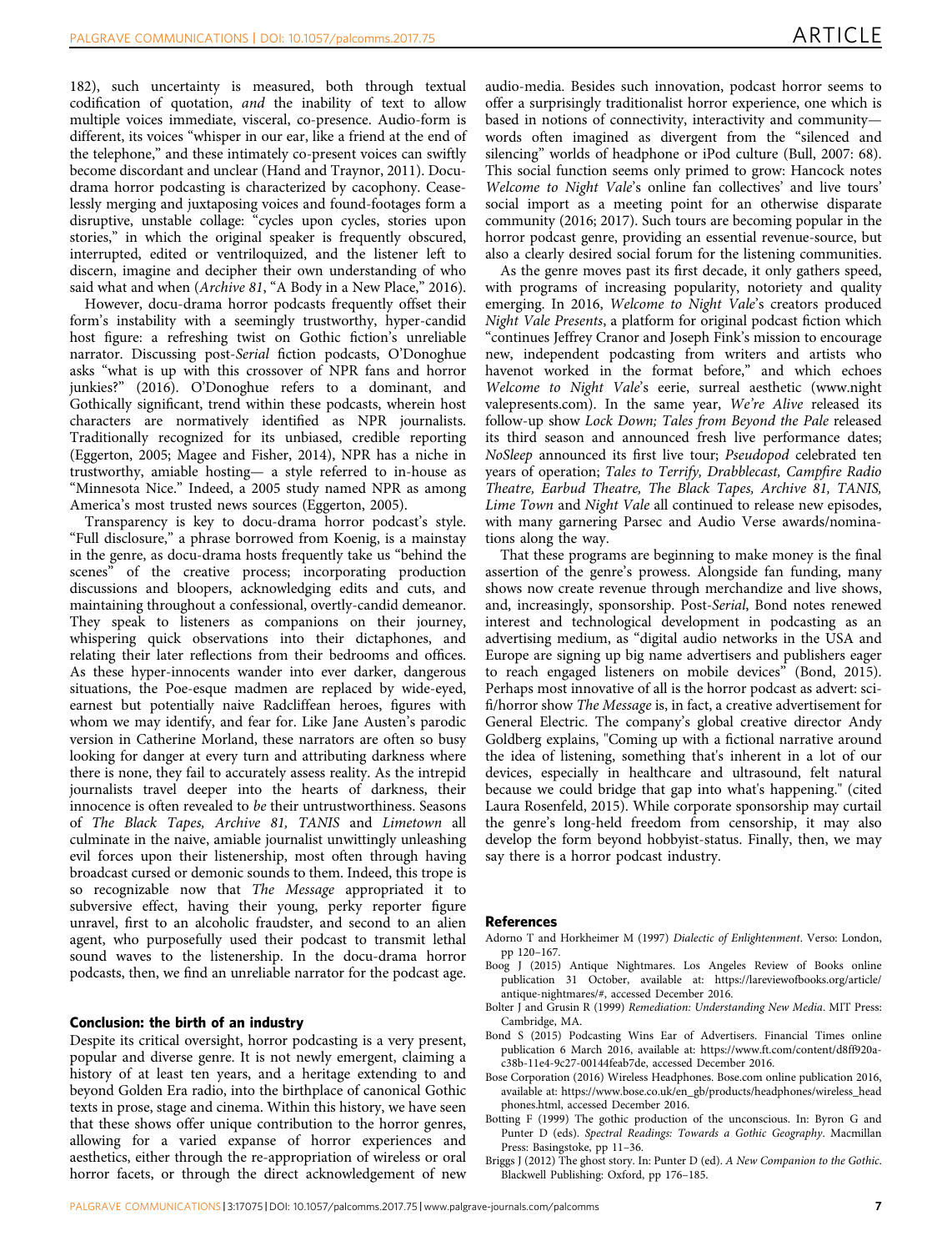182), such uncertainty is measured, both through textual codification of quotation, *and* the inability of text to allow multiple voices immediate, visceral, co-presence. Audio-form is different, its voices "whisper in our ear, like a friend at the end of the telephone," and these intimately co-present voices can swiftly become discordant and unclear (Hand and Traynor, 2011). Docu-drama horror podcasting is characterized by cacophony. Ceaselessly merging and juxtaposing voices and found-footages form a disruptive, unstable collage: "cycles upon cycles, stories upon stories," in which the original speaker is frequently obscured, interrupted, edited or ventriloquized, and the listener left to discern, imagine and decipher their own understanding of who said what and when (*Archive 81*, "A Body in a New Place," 2016).

However, docu-drama horror podcasts frequently offset their form's instability with a seemingly trustworthy, hyper-candid host figure: a refreshing twist on Gothic fiction's unreliable narrator. Discussing post-*Serial* fiction podcasts, O'Donoghue asks "what is up with this crossover of NPR fans and horror junkies?" (2016). O'Donoghue refers to a dominant, and Gothically significant, trend within these podcasts, wherein host characters are normatively identified as NPR journalists. Traditionally recognized for its unbiased, credible reporting (Eggerton, 2005; Magee and Fisher, 2014), NPR has a niche in trustworthy, amiable hosting— a style referred to in-house as "Minnesota Nice." Indeed, a 2005 study named NPR as among America's most trusted news sources (Eggerton, 2005).

Transparency is key to docu-drama horror podcast's style. "Full disclosure," a phrase borrowed from Koenig, is a mainstay in the genre, as docu-drama hosts frequently take us "behind the scenes" of the creative process; incorporating production discussions and bloopers, acknowledging edits and cuts, and maintaining throughout a confessional, overtly-candid demeanor. They speak to listeners as companions on their journey, whispering quick observations into their dictaphones, and relating their later reflections from their bedrooms and offices. As these hyper-innocents wander into ever darker, dangerous situations, the Poe-esque madmen are replaced by wide-eyed, earnest but potentially naive Radcliffean heroes, figures with whom we may identify, and fear for. Like Jane Austen's parodic version in Catherine Morland, these narrators are often so busy looking for danger at every turn and attributing darkness where there is none, they fail to accurately assess reality. As the intrepid journalists travel deeper into the hearts of darkness, their innocence is often revealed to *be* their untrustworthiness. Seasons of *The Black Tapes, Archive 81, TANIS* and *Limetown* all culminate in the naive, amiable journalist unwittingly unleashing evil forces upon their listenership, most often through having broadcast cursed or demonic sounds to them. Indeed, this trope is so recognizable now that *The Message* appropriated it to subversive effect, having their young, perky reporter figure unravel, first to an alcoholic fraudster, and second to an alien agent, who purposefully used their podcast to transmit lethal sound waves to the listenership. In the docu-drama horror podcasts, then, we find an unreliable narrator for the podcast age.

## Conclusion: the birth of an industry

Despite its critical oversight, horror podcasting is a very present, popular and diverse genre. It is not newly emergent, claiming a history of at least ten years, and a heritage extending to and beyond Golden Era radio, into the birthplace of canonical Gothic texts in prose, stage and cinema. Within this history, we have seen that these shows offer unique contribution to the horror genres, allowing for a varied expanse of horror experiences and aesthetics, either through the re-appropriation of wireless or oral horror facets, or through the direct acknowledgement of new audio-media. Besides such innovation, podcast horror seems to offer a surprisingly traditionalist horror experience, one which is based in notions of connectivity, interactivity and community— words often imagined as divergent from the "silenced and silencing" worlds of headphone or iPod culture (Bull, 2007: 68). This social function seems only primed to grow: Hancock notes *Welcome to Night Vale*'s online fan collectives' and live tours' social import as a meeting point for an otherwise disparate community (2016; 2017). Such tours are becoming popular in the horror podcast genre, providing an essential revenue-source, but also a clearly desired social forum for the listening communities.

As the genre moves past its first decade, it only gathers speed, with programs of increasing popularity, notoriety and quality emerging. In 2016, *Welcome to Night Vale*'s creators produced *Night Vale Presents*, a platform for original podcast fiction which "continues Jeffrey Cranor and Joseph Fink's mission to encourage new, independent podcasting from writers and artists who havenot worked in the format before," and which echoes *Welcome to Night Vale*'s eerie, surreal aesthetic (www.nightvalepresents.com). In the same year, *We're Alive* released its follow-up show *Lock Down; Tales from Beyond the Pale* released its third season and announced fresh live performance dates; *NoSleep* announced its first live tour; *Pseudopod* celebrated ten years of operation; *Tales to Terrify, Drabblecast, Campfire Radio Theatre, Earbud Theatre, The Black Tapes, Archive 81, TANIS, Lime Town* and *Night Vale* all continued to release new episodes, with many garnering Parsec and Audio Verse awards/nominations along the way.

That these programs are beginning to make money is the final assertion of the genre's prowess. Alongside fan funding, many shows now create revenue through merchandize and live shows, and, increasingly, sponsorship. Post-*Serial*, Bond notes renewed interest and technological development in podcasting as an advertising medium, as "digital audio networks in the USA and Europe are signing up big name advertisers and publishers eager to reach engaged listeners on mobile devices" (Bond, 2015). Perhaps most innovative of all is the horror podcast as advert: sci-fi/horror show *The Message* is, in fact, a creative advertisement for General Electric. The company's global creative director Andy Goldberg explains, "Coming up with a fictional narrative around the idea of listening, something that's inherent in a lot of our devices, especially in healthcare and ultrasound, felt natural because we could bridge that gap into what's happening." (cited Laura Rosenfeld, 2015). While corporate sponsorship may curtail the genre's long-held freedom from censorship, it may also develop the form beyond hobbyist-status. Finally, then, we may say there is a horror podcast industry.

## References

Adorno T and Horkheimer M (1997) *Dialectic of Enlightenment*. Verso: London, pp 120–167.

Boog J (2015) Antique Nightmares. Los Angeles Review of Books online publication 31 October, available at: https://lareviewofbooks.org/article/antique-nightmares/#, accessed December 2016.

Bolter J and Grusin R (1999) *Remediation: Understanding New Media*. MIT Press: Cambridge, MA.

Bond S (2015) Podcasting Wins Ear of Advertisers. Financial Times online publication 6 March 2016, available at: https://www.ft.com/content/d8ff920a-c38b-11e4-9c27-00144feab7de, accessed December 2016.

Bose Corporation (2016) Wireless Headphones. Bose.com online publication 2016, available at: https://www.bose.co.uk/en_gb/products/headphones/wireless_headphones.html, accessed December 2016.

Botting F (1999) The gothic production of the unconscious. In: Byron G and Punter D (eds). *Spectral Readings: Towards a Gothic Geography*. Macmillan Press: Basingstoke, pp 11–36.

Briggs J (2012) The ghost story. In: Punter D (ed). *A New Companion to the Gothic*. Blackwell Publishing: Oxford, pp 176–185.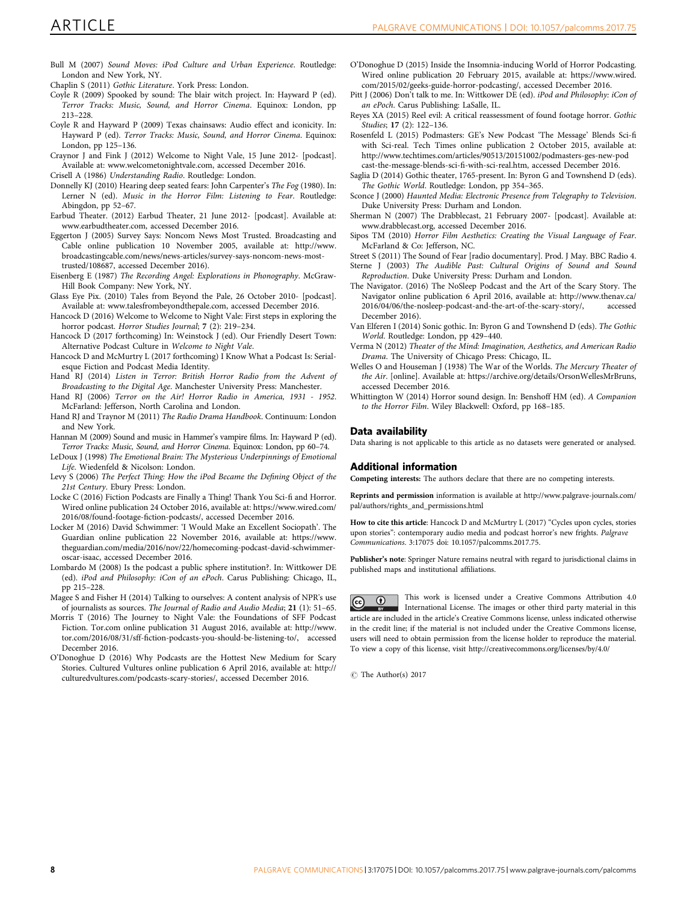Bull M (2007) *Sound Moves: iPod Culture and Urban Experience*. Routledge: London and New York, NY.

Chaplin S (2011) *Gothic Literature*. York Press: London.

Coyle R (2009) Spooked by sound: The blair witch project. In: Hayward P (ed). *Terror Tracks: Music, Sound, and Horror Cinema*. Equinox: London, pp 213–228.

Coyle R and Hayward P (2009) Texas chainsaws: Audio effect and iconicity. In: Hayward P (ed). *Terror Tracks: Music, Sound, and Horror Cinema*. Equinox: London, pp 125–136.

Craynor J and Fink J (2012) Welcome to Night Vale, 15 June 2012- [podcast]. Available at: www.welcometonightvale.com, accessed December 2016.

Crisell A (1986) *Understanding Radio*. Routledge: London.

Donnelly KJ (2010) Hearing deep seated fears: John Carpenter's *The Fog* (1980). In: Lerner N (ed). *Music in the Horror Film: Listening to Fear*. Routledge: Abingdon, pp 52–67.

Earbud Theater. (2012) Earbud Theater, 21 June 2012- [podcast]. Available at: www.earbudtheater.com, accessed December 2016.

Eggerton J (2005) Survey Says: Noncom News Most Trusted. Broadcasting and Cable online publication 10 November 2005, available at: http://www.broadcastingcable.com/news/news-articles/survey-says-noncom-news-most-trusted/108687, accessed December 2016).

Eisenberg E (1987) *The Recording Angel: Explorations in Phonography*. McGraw-Hill Book Company: New York, NY.

Glass Eye Pix. (2010) Tales from Beyond the Pale, 26 October 2010- [podcast]. Available at: www.talesfrombeyondthepale.com, accessed December 2016.

Hancock D (2016) Welcome to Welcome to Night Vale: First steps in exploring the horror podcast. *Horror Studies Journal*; **7** (2): 219–234.

Hancock D (2017 forthcoming) In: Weinstock J (ed). Our Friendly Desert Town: Alternative Podcast Culture in *Welcome to Night Vale*.

Hancock D and McMurtry L (2017 forthcoming) I Know What a Podcast Is: Serial-esque Fiction and Podcast Media Identity.

Hand RJ (2014) *Listen in Terror: British Horror Radio from the Advent of Broadcasting to the Digital Age*. Manchester University Press: Manchester.

Hand RJ (2006) *Terror on the Air! Horror Radio in America, 1931 - 1952*. McFarland: Jefferson, North Carolina and London.

Hand RJ and Traynor M (2011) *The Radio Drama Handbook*. Continuum: London and New York.

Hannan M (2009) Sound and music in Hammer's vampire films. In: Hayward P (ed). *Terror Tracks: Music, Sound, and Horror Cinema*. Equinox: London, pp 60–74.

LeDoux J (1998) *The Emotional Brain: The Mysterious Underpinnings of Emotional Life*. Wiedenfeld & Nicolson: London.

Levy S (2006) *The Perfect Thing: How the iPod Became the Defining Object of the 21st Century*. Ebury Press: London.

Locke C (2016) Fiction Podcasts are Finally a Thing! Thank You Sci-fi and Horror. Wired online publication 24 October 2016, available at: https://www.wired.com/2016/08/found-footage-fiction-podcasts/, accessed December 2016.

Locker M (2016) David Schwimmer: 'I Would Make an Excellent Sociopath'. The Guardian online publication 22 November 2016, available at: https://www.theguardian.com/media/2016/nov/22/homecoming-podcast-david-schwimmer-oscar-isaac, accessed December 2016.

Lombardo M (2008) Is the podcast a public sphere institution?. In: Wittkower DE (ed). *iPod and Philosophy: iCon of an ePoch*. Carus Publishing: Chicago, IL, pp 215–228.

Magee S and Fisher H (2014) Talking to ourselves: A content analysis of NPR's use of journalists as sources. *The Journal of Radio and Audio Media*; **21** (1): 51–65.

Morris T (2016) The Journey to Night Vale: the Foundations of SFF Podcast Fiction. Tor.com online publication 31 August 2016, available at: http://www.tor.com/2016/08/31/sff-fiction-podcasts-you-should-be-listening-to/, accessed December 2016.

O'Donoghue D (2016) Why Podcasts are the Hottest New Medium for Scary Stories. Cultured Vultures online publication 6 April 2016, available at: http://culturedvultures.com/podcasts-scary-stories/, accessed December 2016.

O'Donoghue D (2015) Inside the Insomnia-inducing World of Horror Podcasting. Wired online publication 20 February 2015, available at: https://www.wired.com/2015/02/geeks-guide-horror-podcasting/, accessed December 2016.

Pitt J (2006) Don't talk to me. In: Wittkower DE (ed). *iPod and Philosophy: iCon of an ePoch*. Carus Publishing: LaSalle, IL.

Reyes XA (2015) Reel evil: A critical reassessment of found footage horror. *Gothic Studies*; **17** (2): 122–136.

Rosenfeld L (2015) Podmasters: GE's New Podcast 'The Message' Blends Sci-fi with Sci-real. Tech Times online publication 2 October 2015, available at: http://www.techtimes.com/articles/90513/20151002/podmasters-ges-new-podcast-the-message-blends-sci-fi-with-sci-real.htm, accessed December 2016.

Saglia D (2014) Gothic theater, 1765-present. In: Byron G and Townshend D (eds). *The Gothic World*. Routledge: London, pp 354–365.

Sconce J (2000) *Haunted Media: Electronic Presence from Telegraphy to Television*. Duke University Press: Durham and London.

Sherman N (2007) The Drabblecast, 21 February 2007- [podcast]. Available at: www.drabblecast.org, accessed December 2016.

Sipos TM (2010) *Horror Film Aesthetics: Creating the Visual Language of Fear*. McFarland & Co: Jefferson, NC.

Street S (2011) The Sound of Fear [radio documentary]. Prod. J May. BBC Radio 4.

Sterne J (2003) *The Audible Past: Cultural Origins of Sound and Sound Reproduction*. Duke University Press: Durham and London.

The Navigator. (2016) The NoSleep Podcast and the Art of the Scary Story. The Navigator online publication 6 April 2016, available at: http://www.thenav.ca/2016/04/06/the-nosleep-podcast-and-the-art-of-the-scary-story/, accessed December 2016).

Van Elferen I (2014) Sonic gothic. In: Byron G and Townshend D (eds). *The Gothic World*. Routledge: London, pp 429–440.

Verma N (2012) *Theater of the Mind: Imagination, Aesthetics, and American Radio Drama*. The University of Chicago Press: Chicago, IL.

Welles O and Houseman J (1938) The War of the Worlds. *The Mercury Theater of the Air*. [online]. Available at: https://archive.org/details/OrsonWellesMrBruns, accessed December 2016.

Whittington W (2014) Horror sound design. In: Benshoff HM (ed). *A Companion to the Horror Film*. Wiley Blackwell: Oxford, pp 168–185.

## Data availability

Data sharing is not applicable to this article as no datasets were generated or analysed.

## Additional information

**Competing interests:** The authors declare that there are no competing interests.

**Reprints and permission** information is available at http://www.palgrave-journals.com/pal/authors/rights_and_permissions.html

**How to cite this article**: Hancock D and McMurtry L (2017) "Cycles upon cycles, stories upon stories": contemporary audio media and podcast horror's new frights. *Palgrave Communications*. 3:17075 doi: 10.1057/palcomms.2017.75.

**Publisher's note**: Springer Nature remains neutral with regard to jurisdictional claims in published maps and institutional affiliations.

This work is licensed under a Creative Commons Attribution 4.0 International License. The images or other third party material in this article are included in the article's Creative Commons license, unless indicated otherwise in the credit line; if the material is not included under the Creative Commons license, users will need to obtain permission from the license holder to reproduce the material. To view a copy of this license, visit http://creativecommons.org/licenses/by/4.0/

© The Author(s) 2017